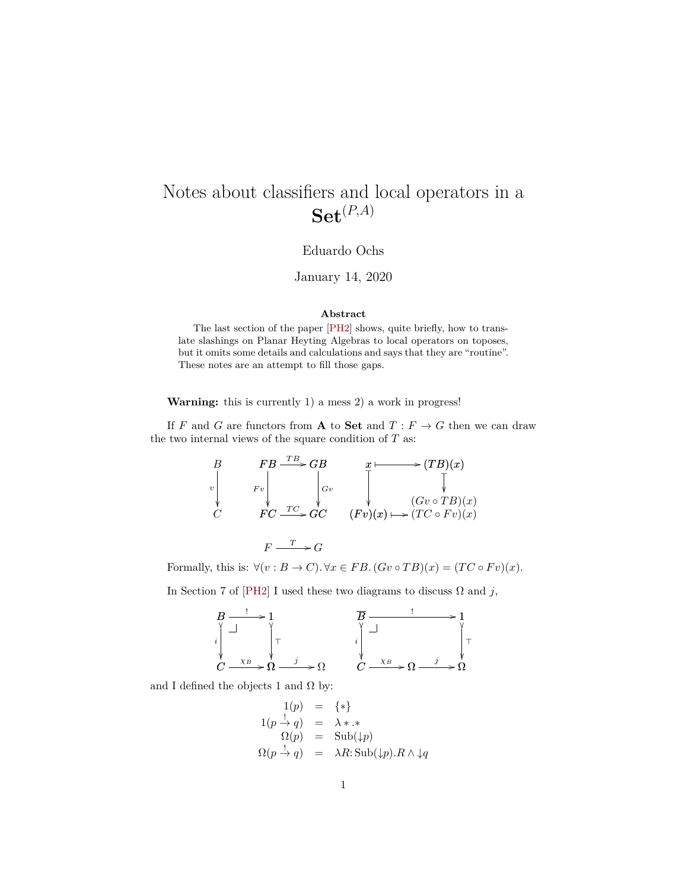# Notes about classifiers and local operators in a $\mathbf{Set}^{(P,A)}$

Eduardo Ochs

January 14, 2020

### Abstract

The last section of the paper [PH2] shows, quite briefly, how to translate slashings on Planar Heyting Algebras to local operators on toposes, but it omits some details and calculations and says that they are "routine". These notes are an attempt to fill those gaps.

**Warning:** this is currently 1) a mess 2) a work in progress!

If $F$ and $G$ are functors from $\mathbf{A}$ to $\mathbf{Set}$ and $T : F \to G$ then we can draw the two internal views of the square condition of $T$ as:

$$
\begin{array}{ccccc}
B & & FB \xrightarrow{TB} GB & & x \longmapsto (TB)(x) \\
{\scriptstyle v}\downarrow & & {\scriptstyle Fv}\downarrow \quad\quad \downarrow{\scriptstyle Gv} & & \downarrow \quad\quad\quad\quad \downarrow \\
& & & & \quad\quad\quad\quad (Gv \circ TB)(x) \\
C & & FC \xrightarrow{TC} GC & & (Fv)(x) \longmapsto (TC \circ Fv)(x)
\end{array}
$$

$$F \xrightarrow{T} G$$

Formally, this is: $\forall(v : B \to C). \forall x \in FB. (Gv \circ TB)(x) = (TC \circ Fv)(x)$.

In Section 7 of [PH2] I used these two diagrams to discuss $\Omega$ and $j$,

$$
\begin{array}{ccc}
B \xrightarrow{!} 1 & & \overline{B} \xrightarrow{\quad\quad !\quad\quad} 1 \\
{\scriptstyle i}\downarrow \quad\quad \downarrow{\scriptstyle \top} & & {\scriptstyle i}\downarrow \quad\quad\quad\quad \downarrow{\scriptstyle \top} \\
C \xrightarrow{\chi_B} \Omega \xrightarrow{j} \Omega & & C \xrightarrow{\chi_B} \Omega \xrightarrow{j} \Omega
\end{array}
$$

and I defined the objects 1 and $\Omega$ by:

$$
\begin{array}{rcl}
1(p) & = & \{*\} \\
1(p \xrightarrow{!} q) & = & \lambda * .* \\
\Omega(p) & = & \mathrm{Sub}({\downarrow}p) \\
\Omega(p \xrightarrow{!} q) & = & \lambda R{:}\,\mathrm{Sub}({\downarrow}p).R \wedge {\downarrow}q
\end{array}
$$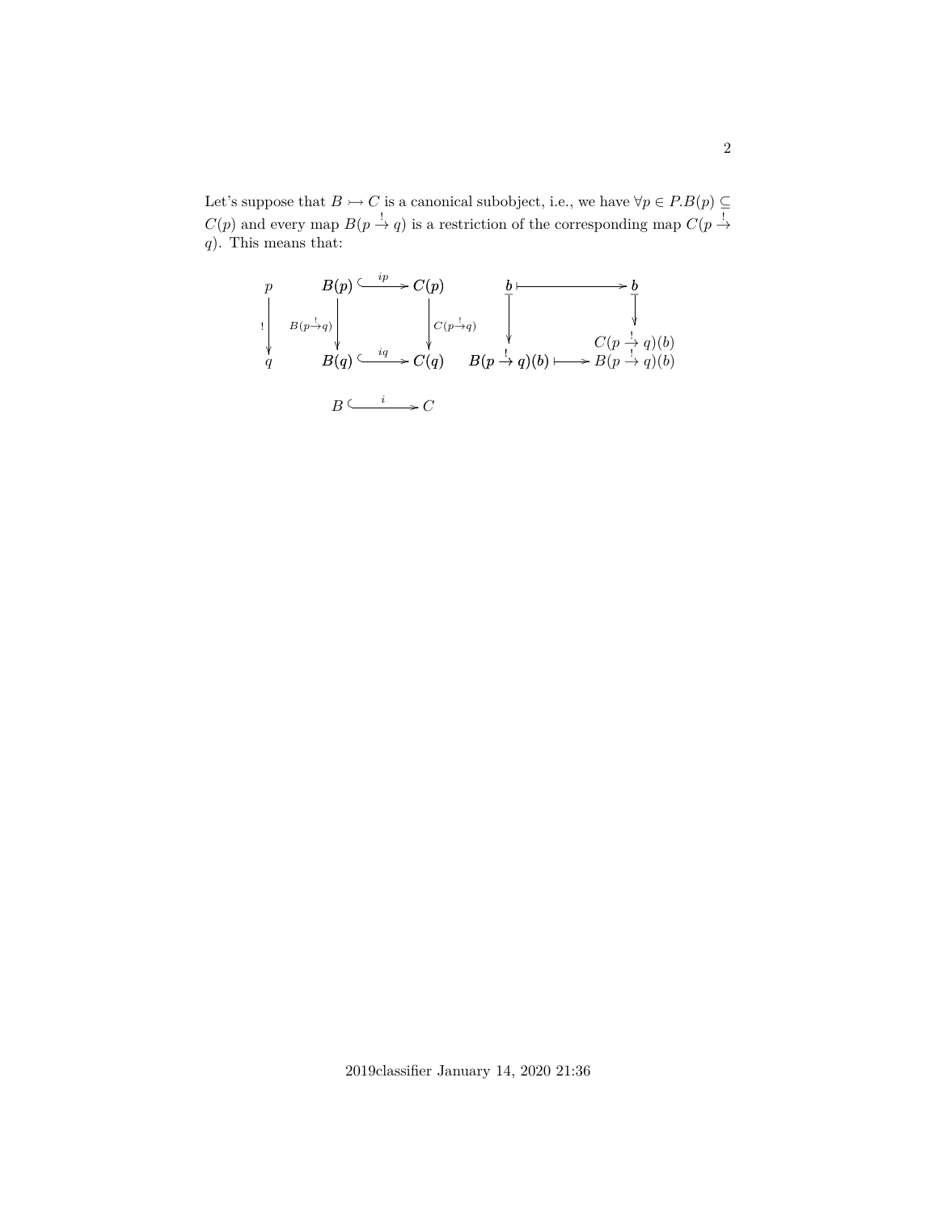Let's suppose that $B \rightarrowtail C$ is a canonical subobject, i.e., we have $\forall p \in P. B(p) \subseteq C(p)$ and every map $B(p \stackrel{!}{\to} q)$ is a restriction of the corresponding map $C(p \stackrel{!}{\to} q)$. This means that:

$$
\begin{array}{ccccccc}
p & & B(p) & \stackrel{ip}{\hookrightarrow} & C(p) & & b & \longmapsto & b \\
\downarrow ! & & \downarrow B(p \stackrel{!}{\to} q) & & \downarrow C(p \stackrel{!}{\to} q) & & \downarrow & & \downarrow \\
q & & B(q) & \stackrel{iq}{\hookrightarrow} & C(q) & & B(p \stackrel{!}{\to} q)(b) & \longmapsto & \begin{array}{c} C(p \stackrel{!}{\to} q)(b) \\ B(p \stackrel{!}{\to} q)(b) \end{array}
\end{array}
$$

$$
B \stackrel{i}{\hookrightarrow} C
$$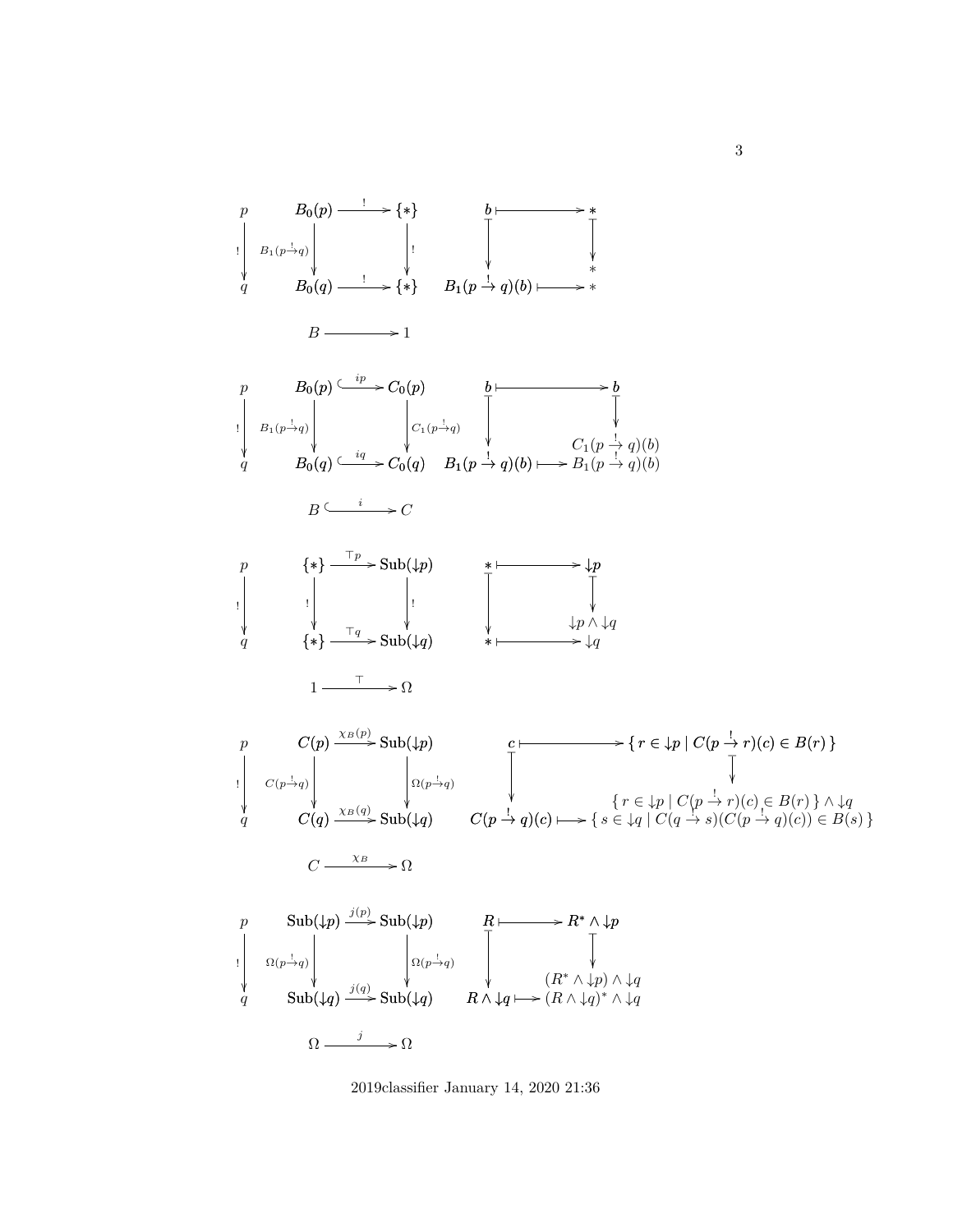$$
\begin{array}{ccc}
p & B_0(p) \xrightarrow{\;!\;} \{*\} & b \longmapsto * \\
\big\downarrow ! & \big\downarrow B_1(p \xrightarrow{!} q) \qquad \big\downarrow ! & \big\downarrow \qquad\qquad \big\downarrow \\
 & & \qquad\qquad * \\
q & B_0(q) \xrightarrow{\;!\;} \{*\} & B_1(p \xrightarrow{!} q)(b) \longmapsto *
\end{array}
$$

$$
B \longrightarrow 1
$$

$$
\begin{array}{ccc}
p & B_0(p) \xhookrightarrow{\;ip\;} C_0(p) & b \longmapsto b \\
\big\downarrow ! & \big\downarrow B_1(p \xrightarrow{!} q) \qquad \big\downarrow C_1(p \xrightarrow{!} q) & \big\downarrow \qquad\qquad \big\downarrow \\
 & & \qquad\qquad C_1(p \xrightarrow{!} q)(b) \\
q & B_0(q) \xhookrightarrow{\;iq\;} C_0(q) & B_1(p \xrightarrow{!} q)(b) \longmapsto B_1(p \xrightarrow{!} q)(b)
\end{array}
$$

$$
B \xhookrightarrow{\;i\;} C
$$

$$
\begin{array}{ccc}
p & \{*\} \xrightarrow{\;\top p\;} \mathrm{Sub}(\downarrow p) & * \longmapsto \downarrow p \\
\big\downarrow ! & \big\downarrow ! \qquad \big\downarrow ! & \big\downarrow \qquad\qquad \big\downarrow \\
 & & \qquad\qquad \downarrow p \wedge \downarrow q \\
q & \{*\} \xrightarrow{\;\top q\;} \mathrm{Sub}(\downarrow q) & * \longmapsto \downarrow q
\end{array}
$$

$$
1 \xrightarrow{\;\top\;} \Omega
$$

$$
\begin{array}{ccc}
p & C(p) \xrightarrow{\;\chi_B(p)\;} \mathrm{Sub}(\downarrow p) & c \longmapsto \{\, r \in \downarrow p \mid C(p \xrightarrow{!} r)(c) \in B(r) \,\} \\
\big\downarrow ! & \big\downarrow C(p \xrightarrow{!} q) \qquad \big\downarrow \Omega(p \xrightarrow{!} q) & \big\downarrow \qquad\qquad \big\downarrow \\
 & & \qquad\qquad \{\, r \in \downarrow p \mid C(p \xrightarrow{!} r)(c) \in B(r) \,\} \wedge \downarrow q \\
q & C(q) \xrightarrow{\;\chi_B(q)\;} \mathrm{Sub}(\downarrow q) & C(p \xrightarrow{!} q)(c) \longmapsto \{\, s \in \downarrow q \mid C(q \xrightarrow{!} s)(C(p \xrightarrow{!} q)(c)) \in B(s) \,\}
\end{array}
$$

$$
C \xrightarrow{\;\chi_B\;} \Omega
$$

$$
\begin{array}{ccc}
p & \mathrm{Sub}(\downarrow p) \xrightarrow{\;j(p)\;} \mathrm{Sub}(\downarrow p) & R \longmapsto R^* \wedge \downarrow p \\
\big\downarrow ! & \big\downarrow \Omega(p \xrightarrow{!} q) \qquad \big\downarrow \Omega(p \xrightarrow{!} q) & \big\downarrow \qquad\qquad \big\downarrow \\
 & & \qquad\qquad (R^* \wedge \downarrow p) \wedge \downarrow q \\
q & \mathrm{Sub}(\downarrow q) \xrightarrow{\;j(q)\;} \mathrm{Sub}(\downarrow q) & R \wedge \downarrow q \longmapsto (R \wedge \downarrow q)^* \wedge \downarrow q
\end{array}
$$

$$
\Omega \xrightarrow{\;j\;} \Omega
$$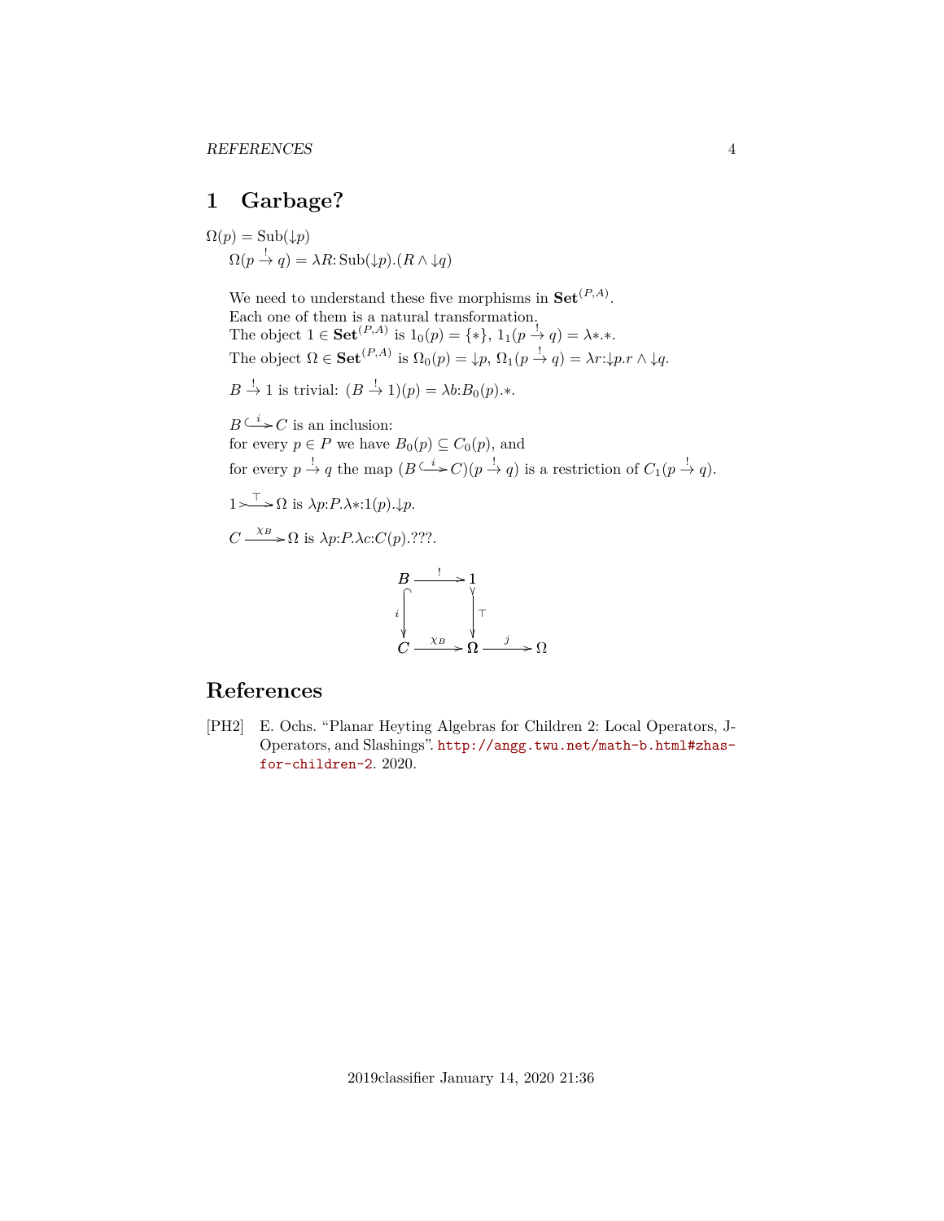# 1 Garbage?

$\Omega(p) = \mathrm{Sub}(\downarrow p)$

$\Omega(p \overset{!}{\to} q) = \lambda R{:}\,\mathrm{Sub}(\downarrow p).(R \wedge \downarrow q)$

We need to understand these five morphisms in $\mathbf{Set}^{(P,A)}$.
Each one of them is a natural transformation.
The object $1 \in \mathbf{Set}^{(P,A)}$ is $1_0(p) = \{*\}$, $1_1(p \overset{!}{\to} q) = \lambda *.*$.
The object $\Omega \in \mathbf{Set}^{(P,A)}$ is $\Omega_0(p) = \downarrow p$, $\Omega_1(p \overset{!}{\to} q) = \lambda r{:}\downarrow p.r \wedge \downarrow q$.

$B \overset{!}{\to} 1$ is trivial: $(B \overset{!}{\to} 1)(p) = \lambda b{:}B_0(p).*$.

$B \overset{i}{\hookrightarrow} C$ is an inclusion:
for every $p \in P$ we have $B_0(p) \subseteq C_0(p)$, and
for every $p \overset{!}{\to} q$ the map $(B \overset{i}{\hookrightarrow} C)(p \overset{!}{\to} q)$ is a restriction of $C_1(p \overset{!}{\to} q)$.

$1 \overset{\top}{\rightarrowtail} \Omega$ is $\lambda p{:}P.\lambda *{:}1(p).\downarrow p$.

$C \xrightarrow{\chi_B} \Omega$ is $\lambda p{:}P.\lambda c{:}C(p).???$.

$$\begin{array}{ccccc}
B & \xrightarrow{!} & \mathbf{1} & & \\
{\scriptstyle i}\downarrow & & \downarrow{\scriptstyle \top} & & \\
C & \xrightarrow{\chi_B} & \mathbf{\Omega} & \xrightarrow{j} & \Omega
\end{array}$$

# References

[PH2] E. Ochs. "Planar Heyting Algebras for Children 2: Local Operators, J-Operators, and Slashings". http://angg.twu.net/math-b.html#zhas-for-children-2. 2020.